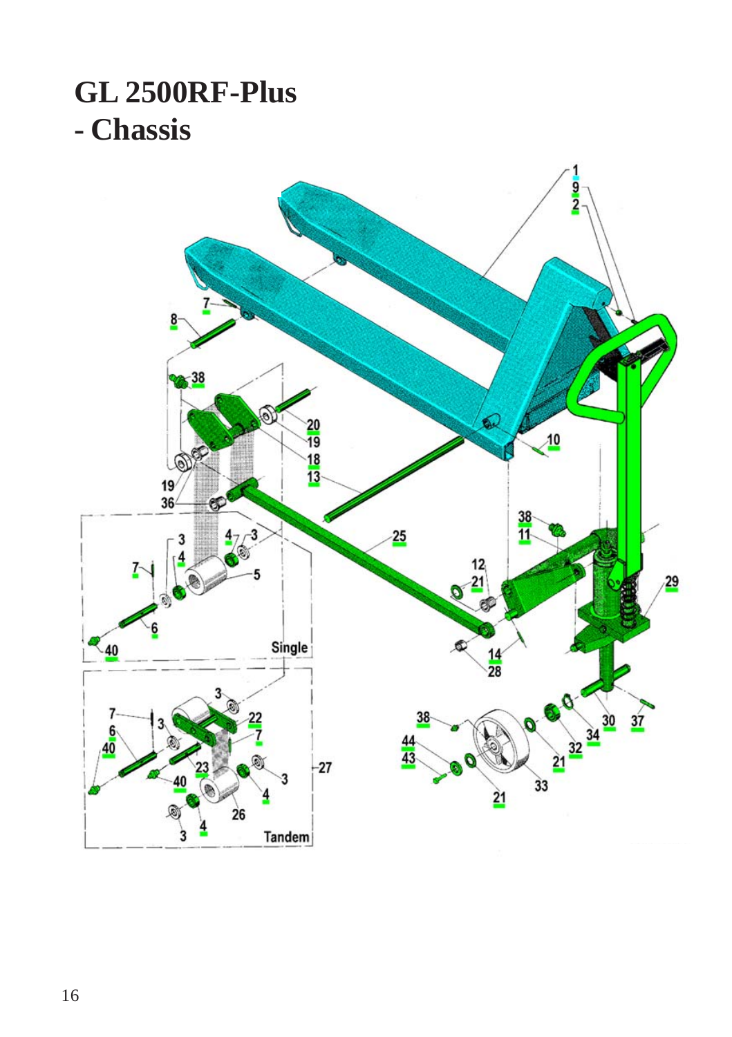# GL 2500RF-Plus
# - Chassis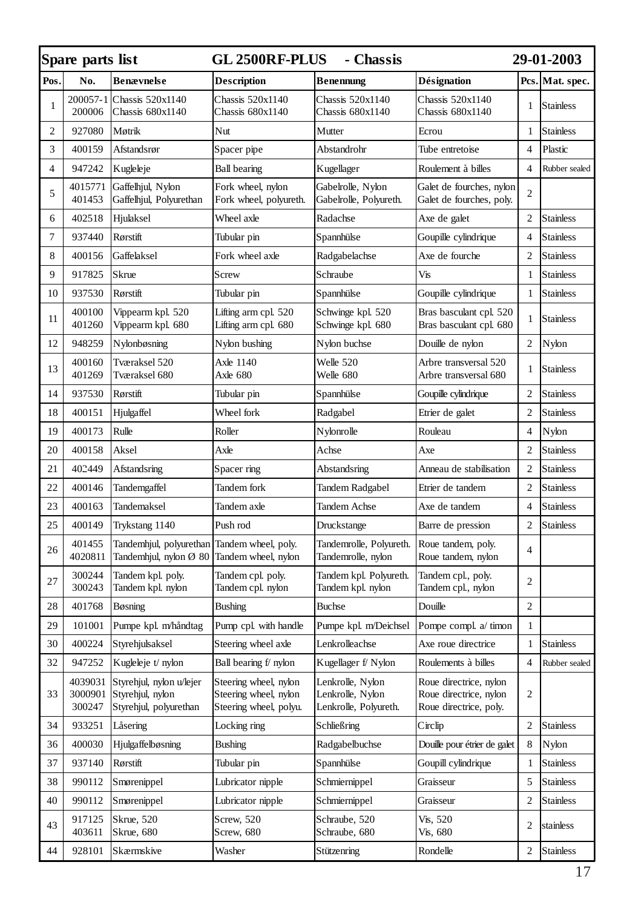| Spare parts list | | GL 2500RF-PLUS - Chassis | | | | | 29-01-2003 |
|---|---|---|---|---|---|---|---|
| **Pos.** | **No.** | **Benævnelse** | **Description** | **Benennung** | **Désignation** | **Pcs.** | **Mat. spec.** |
| 1 | 200057-1<br>200006 | Chassis 520x1140<br>Chassis 680x1140 | Chassis 520x1140<br>Chassis 680x1140 | Chassis 520x1140<br>Chassis 680x1140 | Chassis 520x1140<br>Chassis 680x1140 | 1 | Stainless |
| 2 | 927080 | Møtrik | Nut | Mutter | Ecrou | 1 | Stainless |
| 3 | 400159 | Afstandsrør | Spacer pipe | Abstandrohr | Tube entretoise | 4 | Plastic |
| 4 | 947242 | Kugleleje | Ball bearing | Kugellager | Roulement à billes | 4 | Rubber sealed |
| 5 | 4015771<br>401453 | Gaffelhjul, Nylon<br>Gaffelhjul, Polyurethan | Fork wheel, nylon<br>Fork wheel, polyureth. | Gabelrolle, Nylon<br>Gabelrolle, Polyureth. | Galet de fourches, nylon<br>Galet de fourches, poly. | 2 | |
| 6 | 402518 | Hjulaksel | Wheel axle | Radachse | Axe de galet | 2 | Stainless |
| 7 | 937440 | Rørstift | Tubular pin | Spannhülse | Goupille cylindrique | 4 | Stainless |
| 8 | 400156 | Gaffelaksel | Fork wheel axle | Radgabelachse | Axe de fourche | 2 | Stainless |
| 9 | 917825 | Skrue | Screw | Schraube | Vis | 1 | Stainless |
| 10 | 937530 | Rørstift | Tubular pin | Spannhülse | Goupille cylindrique | 1 | Stainless |
| 11 | 400100<br>401260 | Vippearm kpl. 520<br>Vippearm kpl. 680 | Lifting arm cpl. 520<br>Lifting arm cpl. 680 | Schwinge kpl. 520<br>Schwinge kpl. 680 | Bras basculant cpl. 520<br>Bras basculant cpl. 680 | 1 | Stainless |
| 12 | 948259 | Nylonbøsning | Nylon bushing | Nylon buchse | Douille de nylon | 2 | Nylon |
| 13 | 400160<br>401269 | Tværaksel 520<br>Tværaksel 680 | Axle 1140<br>Axle 680 | Welle 520<br>Welle 680 | Arbre transversal 520<br>Arbre transversal 680 | 1 | Stainless |
| 14 | 937530 | Rørstift | Tubular pin | Spannhülse | Goupille cylindrique | 2 | Stainless |
| 18 | 400151 | Hjulgaffel | Wheel fork | Radgabel | Etrier de galet | 2 | Stainless |
| 19 | 400173 | Rulle | Roller | Nylonrolle | Rouleau | 4 | Nylon |
| 20 | 400158 | Aksel | Axle | Achse | Axe | 2 | Stainless |
| 21 | 402449 | Afstandsring | Spacer ring | Abstandsring | Anneau de stabilisation | 2 | Stainless |
| 22 | 400146 | Tandemgaffel | Tandem fork | Tandem Radgabel | Etrier de tandem | 2 | Stainless |
| 23 | 400163 | Tandemaksel | Tandem axle | Tandem Achse | Axe de tandem | 4 | Stainless |
| 25 | 400149 | Trykstang 1140 | Push rod | Druckstange | Barre de pression | 2 | Stainless |
| 26 | 401455<br>4020811 | Tandemhjul, polyurethan<br>Tandemhjul, nylon Ø 80 | Tandem wheel, poly.<br>Tandem wheel, nylon | Tandemrolle, Polyureth.<br>Tandemrolle, nylon | Roue tandem, poly.<br>Roue tandem, nylon | 4 | |
| 27 | 300244<br>300243 | Tandem kpl. poly.<br>Tandem kpl. nylon | Tandem cpl. poly.<br>Tandem cpl. nylon | Tandem kpl. Polyureth.<br>Tandem kpl. nylon | Tandem cpl., poly.<br>Tandem cpl., nylon | 2 | |
| 28 | 401768 | Bøsning | Bushing | Buchse | Douille | 2 | |
| 29 | 101001 | Pumpe kpl. m/håndtag | Pump cpl. with handle | Pumpe kpl. m/Deichsel | Pompe compl. a/ timon | 1 | |
| 30 | 400224 | Styrehjulsaksel | Steering wheel axle | Lenkrolleachse | Axe roue directrice | 1 | Stainless |
| 32 | 947252 | Kugleleje t/ nylon | Ball bearing f/ nylon | Kugellager f/ Nylon | Roulements à billes | 4 | Rubber sealed |
| 33 | 4039031<br>3000901<br>300247 | Styrehjul, nylon u/lejer<br>Styrehjul, nylon<br>Styrehjul, polyurethan | Steering wheel, nylon<br>Steering wheel, nylon<br>Steering wheel, polyu. | Lenkrolle, Nylon<br>Lenkrolle, Nylon<br>Lenkrolle, Polyureth. | Roue directrice, nylon<br>Roue directrice, nylon<br>Roue directrice, poly. | 2 | |
| 34 | 933251 | Låsering | Locking ring | Schließring | Circlip | 2 | Stainless |
| 36 | 400030 | Hjulgaffelbøsning | Bushing | Radgabelbuchse | Douille pour étrier de galet | 8 | Nylon |
| 37 | 937140 | Rørstift | Tubular pin | Spannhülse | Goupill cylindrique | 1 | Stainless |
| 38 | 990112 | Smørenippel | Lubricator nipple | Schmiernippel | Graisseur | 5 | Stainless |
| 40 | 990112 | Smørenippel | Lubricator nipple | Schmiernippel | Graisseur | 2 | Stainless |
| 43 | 917125<br>403611 | Skrue, 520<br>Skrue, 680 | Screw, 520<br>Screw, 680 | Schraube, 520<br>Schraube, 680 | Vis, 520<br>Vis, 680 | 2 | stainless |
| 44 | 928101 | Skærmskive | Washer | Stützenring | Rondelle | 2 | Stainless |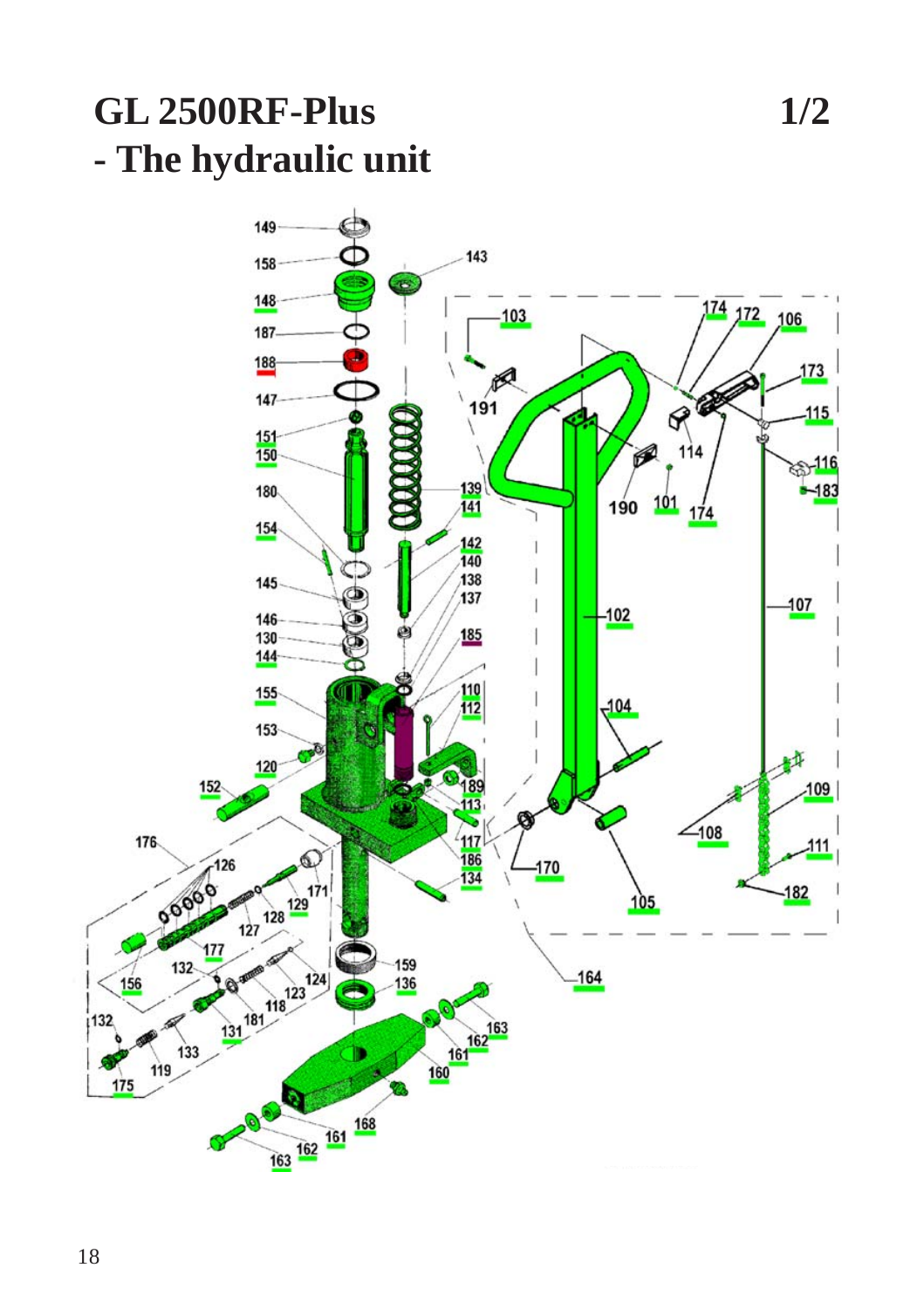# GL 2500RF-Plus

# - The hydraulic unit

1/2

149 158 148 187 188 147 151 150 180 154 145 146 130 144 155 153 120 152 176 126 156 177 132 124 123 118 181 131 133 119 175 127 128 129 171 159 136 143 139 141 142 140 138 137 185 110 112 189 113 117 186 134 103 191 174 172 106 173 115 114 190 101 174 116 183 107 102 104 170 105 108 109 111 182 164 163 162 161 160 168 161 162 163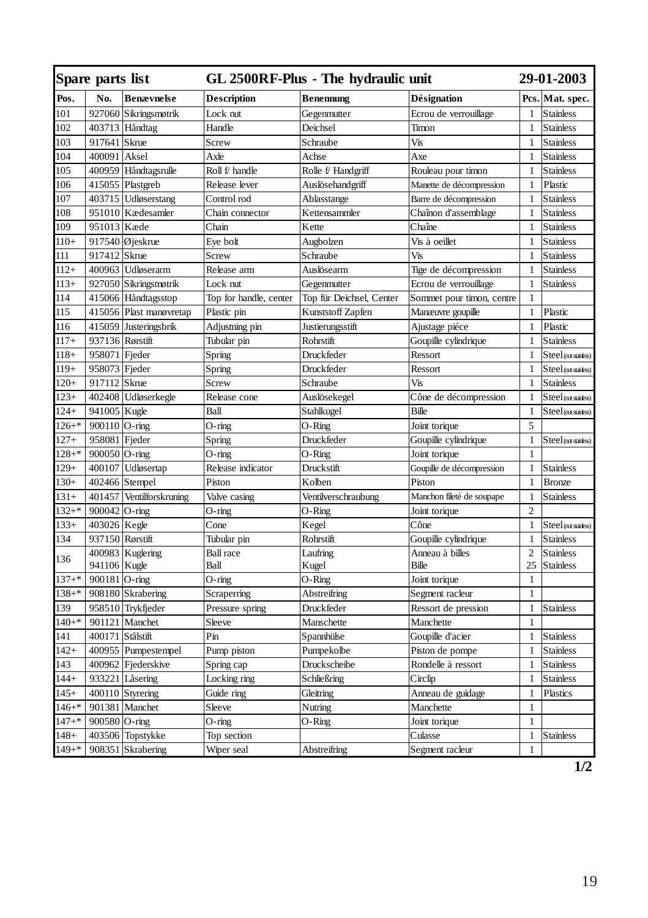| Spare parts list | | | GL 2500RF-Plus - The hydraulic unit | | | | 29-01-2003 |
|---|---|---|---|---|---|---|---|
| **Pos.** | **No.** | **Benævnelse** | **Description** | **Benennung** | **Désignation** | **Pcs.** | **Mat. spec.** |
| 101 | 927060 | Sikringsmøtrik | Lock nut | Gegenmutter | Ecrou de verrouillage | 1 | Stainless |
| 102 | 403713 | Håndtag | Handle | Deichsel | Timon | 1 | Stainless |
| 103 | 917641 | Skrue | Screw | Schraube | Vis | 1 | Stainless |
| 104 | 400091 | Aksel | Axle | Achse | Axe | 1 | Stainless |
| 105 | 400959 | Håndtagsrulle | Roll f/ handle | Rolle f/ Handgriff | Rouleau pour timon | 1 | Stainless |
| 106 | 415055 | Plastgreb | Release lever | Auslösehandgriff | Manette de décompression | 1 | Plastic |
| 107 | 403715 | Udløserstang | Control rod | Ablasstange | Barre de décompression | 1 | Stainless |
| 108 | 951010 | Kædesamler | Chain connector | Kettensammler | Chaînon d'assemblage | 1 | Stainless |
| 109 | 951013 | Kæde | Chain | Kette | Chaîne | 1 | Stainless |
| 110+ | 917540 | Øjeskrue | Eye bolt | Augbolzen | Vis à oeillet | 1 | Stainless |
| 111 | 917412 | Skrue | Screw | Schraube | Vis | 1 | Stainless |
| 112+ | 400963 | Udløserarm | Release arm | Auslösearm | Tige de décompression | 1 | Stainless |
| 113+ | 927050 | Sikringsmøtrik | Lock nut | Gegenmutter | Ecrou de verrouillage | 1 | Stainless |
| 114 | 415066 | Håndtagsstop | Top for handle, center | Top für Deichsel, Center | Sommet pour timon, centre | 1 | |
| 115 | 415056 | Plast manøvretap | Plastic pin | Kunststoff Zapfen | Manæuvre goupille | 1 | Plastic |
| 116 | 415059 | Justeringsbrik | Adjustning pin | Justierungsstift | Ajustage piéce | 1 | Plastic |
| 117+ | 937136 | Rørstift | Tubular pin | Rohrstift | Goupille cylindrique | 1 | Stainless |
| 118+ | 958071 | Fjeder | Spring | Druckfeder | Ressort | 1 | Steel (not stainless) |
| 119+ | 958073 | Fjeder | Spring | Druckfeder | Ressort | 1 | Steel (not stainless) |
| 120+ | 917112 | Skrue | Screw | Schraube | Vis | 1 | Stainless |
| 123+ | 402408 | Udløserkegle | Release cone | Auslösekegel | Cône de décompression | 1 | Steel (not stainless) |
| 124+ | 941005 | Kugle | Ball | Stahlkugel | Bille | 1 | Steel (not stainless) |
| 126+* | 900110 | O-ring | O-ring | O-Ring | Joint torique | 5 | |
| 127+ | 958081 | Fjeder | Spring | Druckfeder | Goupille cylindrique | 1 | Steel (not stainless) |
| 128+* | 900050 | O-ring | O-ring | O-Ring | Joint torique | 1 | |
| 129+ | 400107 | Udløsertap | Release indicator | Druckstift | Goupille de décompression | 1 | Stainless |
| 130+ | 402466 | Stempel | Piston | Kolben | Piston | 1 | Bronze |
| 131+ | 401457 | Ventilforskruning | Valve casing | Ventilverschraubung | Manchon fileté de soupape | 1 | Stainless |
| 132+* | 900042 | O-ring | O-ring | O-Ring | Joint torique | 2 | |
| 133+ | 403026 | Kegle | Cone | Kegel | Cône | 1 | Steel (not stainless) |
| 134 | 937150 | Rørstift | Tubular pin | Rohrstift | Goupille cylindrique | 1 | Stainless |
| 136 | 400983 | Kuglering | Ball race | Laufring | Anneau à billes | 2 | Stainless |
| | 941106 | Kugle | Ball | Kugel | Bille | 25 | Stainless |
| 137+* | 900181 | O-ring | O-ring | O-Ring | Joint torique | 1 | |
| 138+* | 908180 | Skrabering | Scraperring | Abstreifring | Segment racleur | 1 | |
| 139 | 958510 | Trykfjeder | Pressure spring | Druckfeder | Ressort de pression | 1 | Stainless |
| 140+* | 901121 | Manchet | Sleeve | Manschette | Manchette | 1 | |
| 141 | 400171 | Stålstift | Pin | Spannhülse | Goupille d'acier | 1 | Stainless |
| 142+ | 400955 | Pumpestempel | Pump piston | Pumpekolbe | Piston de pompe | 1 | Stainless |
| 143 | 400962 | Fjederskive | Spring cap | Druckscheibe | Rondelle à ressort | 1 | Stainless |
| 144+ | 933221 | Låsering | Locking ring | Schließring | Circlip | 1 | Stainless |
| 145+ | 400110 | Styrering | Guide ring | Gleitring | Anneau de guidage | 1 | Plastics |
| 146+* | 901381 | Manchet | Sleeve | Nutring | Manchette | 1 | |
| 147+* | 900580 | O-ring | O-ring | O-Ring | Joint torique | 1 | |
| 148+ | 403506 | Topstykke | Top section | | Culasse | 1 | Stainless |
| 149+* | 908351 | Skrabering | Wiper seal | Abstreifring | Segment racleur | 1 | |

**1/2**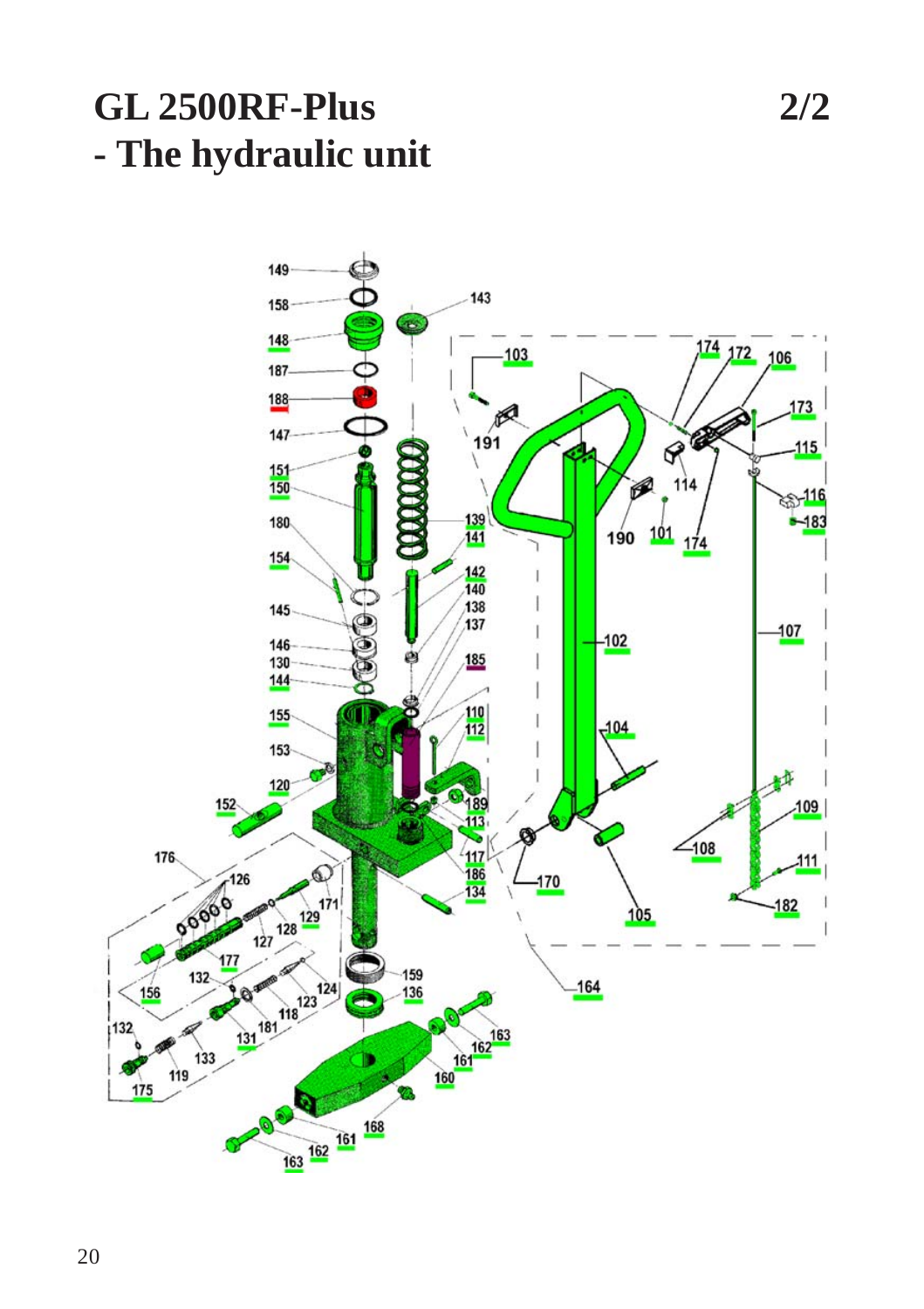# GL 2500RF-Plus - The hydraulic unit

2/2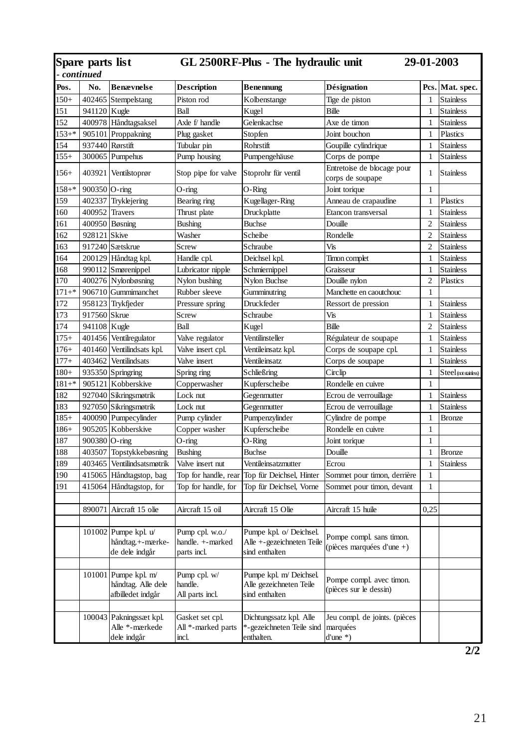## Spare parts list GL 2500RF-Plus - The hydraulic unit 29-01-2003

*- continued*

| Pos. | No. | Benævnelse | Description | Benennung | Désignation | Pcs. | Mat. spec. |
|---|---|---|---|---|---|---|---|
| 150+ | 402465 | Stempelstang | Piston rod | Kolbenstange | Tige de piston | 1 | Stainless |
| 151 | 941120 | Kugle | Ball | Kugel | Bille | 1 | Stainless |
| 152 | 400978 | Håndtagsaksel | Axle f/ handle | Gelenkachse | Axe de timon | 1 | Stainless |
| 153+* | 905101 | Proppakning | Plug gasket | Stopfen | Joint bouchon | 1 | Plastics |
| 154 | 937440 | Rørstift | Tubular pin | Rohrstift | Goupille cylindrique | 1 | Stainless |
| 155+ | 300065 | Pumpehus | Pump housing | Pumpengehäuse | Corps de pompe | 1 | Stainless |
| 156+ | 403921 | Ventilstoprør | Stop pipe for valve | Stoprohr für ventil | Entretoise de blocage pour corps de soupape | 1 | Stainless |
| 158+* | 900350 | O-ring | O-ring | O-Ring | Joint torique | 1 | |
| 159 | 402337 | Tryklejering | Bearing ring | Kugellager-Ring | Anneau de crapaudine | 1 | Plastics |
| 160 | 400952 | Travers | Thrust plate | Druckplatte | Etancon transversal | 1 | Stainless |
| 161 | 400950 | Bøsning | Bushing | Buchse | Douille | 2 | Stainless |
| 162 | 928121 | Skive | Washer | Scheibe | Rondelle | 2 | Stainless |
| 163 | 917240 | Sætskrue | Screw | Schraube | Vis | 2 | Stainless |
| 164 | 200129 | Håndtag kpl. | Handle cpl. | Deichsel kpl. | Timon complet | 1 | Stainless |
| 168 | 990112 | Smørenippel | Lubricator nipple | Schmiernippel | Graisseur | 1 | Stainless |
| 170 | 400276 | Nylonbøsning | Nylon bushing | Nylon Buchse | Douille nylon | 2 | Plastics |
| 171+* | 906710 | Gummimanchet | Rubber sleeve | Gumminutring | Manchette en caoutchouc | 1 | |
| 172 | 958123 | Trykfjeder | Pressure spring | Druckfeder | Ressort de pression | 1 | Stainless |
| 173 | 917560 | Skrue | Screw | Schraube | Vis | 1 | Stainless |
| 174 | 941108 | Kugle | Ball | Kugel | Bille | 2 | Stainless |
| 175+ | 401456 | Ventilregulator | Valve regulator | Ventilinsteller | Régulateur de soupape | 1 | Stainless |
| 176+ | 401460 | Ventilindsats kpl. | Valve insert cpl. | Ventileinsatz kpl. | Corps de soupape cpl. | 1 | Stainless |
| 177+ | 403462 | Ventilindsats | Valve insert | Ventileinsatz | Corps de soupape | 1 | Stainless |
| 180+ | 935350 | Springring | Spring ring | Schließring | Circlip | 1 | Steel (not stainless) |
| 181+* | 905121 | Kobberskive | Copperwasher | Kupferscheibe | Rondelle en cuivre | 1 | |
| 182 | 927040 | Sikringsmøtrik | Lock nut | Gegenmutter | Ecrou de verrouillage | 1 | Stainless |
| 183 | 927050 | Sikringsmøtrik | Lock nut | Gegenmutter | Ecrou de verrouillage | 1 | Stainless |
| 185+ | 400090 | Pumpecylinder | Pump cylinder | Pumpenzylinder | Cylindre de pompe | 1 | Bronze |
| 186+ | 905205 | Kobberskive | Copper washer | Kupferscheibe | Rondelle en cuivre | 1 | |
| 187 | 900380 | O-ring | O-ring | O-Ring | Joint torique | 1 | |
| 188 | 403507 | Topstykkebøsning | Bushing | Buchse | Douille | 1 | Bronze |
| 189 | 403465 | Ventilindsatsmøtrik | Valve insert nut | Ventileinsatzmutter | Ecrou | 1 | Stainless |
| 190 | 415065 | Håndtagstop, bag | Top for handle, rear | Top für Deichsel, Hinter | Sommet pour timon, derrière | 1 | |
| 191 | 415064 | Håndtagstop, for | Top for handle, for | Top für Deichsel, Vorne | Sommet pour timon, devant | 1 | |
| | | | | | | | |
| | 890071 | Aircraft 15 olie | Aircraft 15 oil | Aircraft 15 Olie | Aircraft 15 huile | 0,25 | |
| | | | | | | | |
| | 101002 | Pumpe kpl. u/ håndtag.+-mærke-de dele indgår | Pump cpl. w.o./ handle. +-marked parts incl. | Pumpe kpl. o/ Deichsel. Alle +-gezeichneten Teile sind enthalten | Pompe compl. sans timon. (pièces marquées d'une +) | | |
| | | | | | | | |
| | 101001 | Pumpe kpl. m/ håndtag. Alle dele afbilledet indgår | Pump cpl. w/ handle. All parts incl. | Pumpe kpl. m/ Deichsel. Alle gezeichneten Teile sind enthalten | Pompe compl. avec timon. (pièces sur le dessin) | | |
| | | | | | | | |
| | 100043 | Pakningssæt kpl. Alle *-mærkede dele indgår | Gasket set cpl. All *-marked parts incl. | Dichtungssatz kpl. Alle *-gezeichneten Teile sind enthalten. | Jeu compl. de joints. (pièces marquées d'une *) | | |

**2/2**